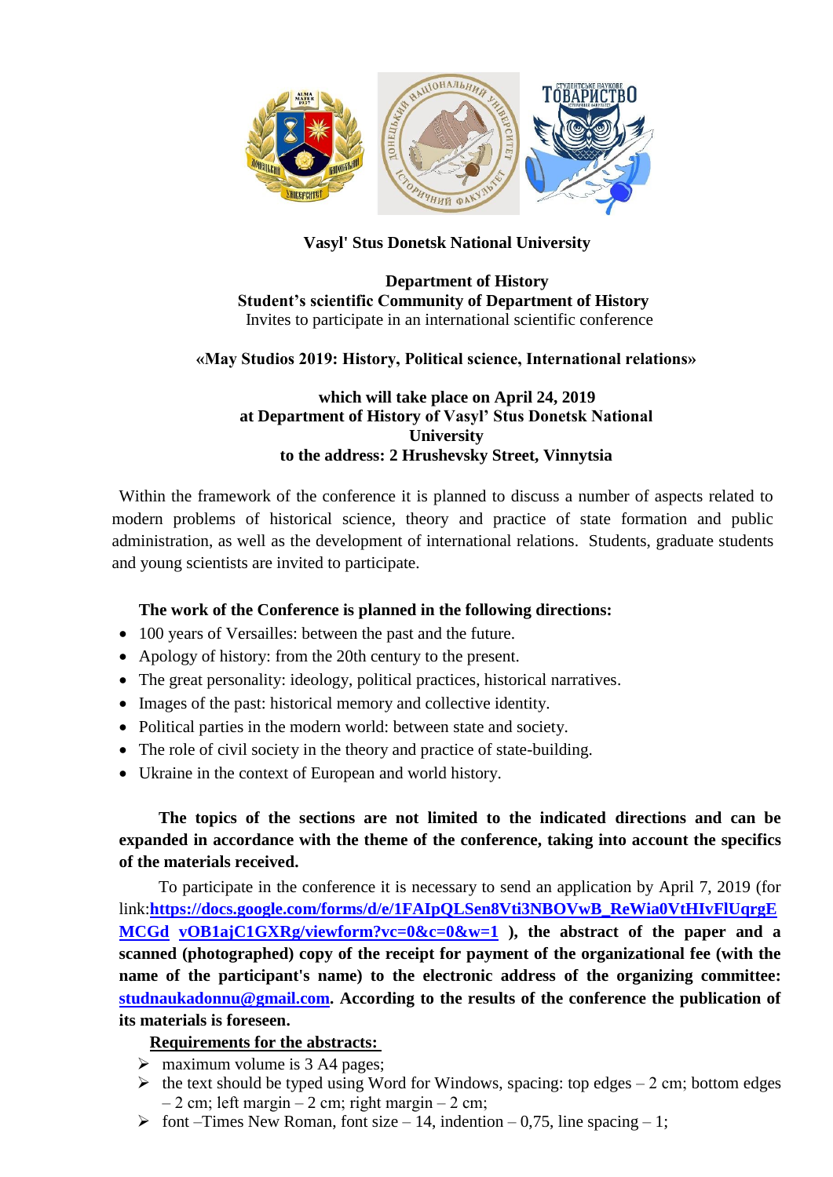**Vasyl' Stus Donetsk National University**

**Department of History**
**Student's scientific Community of Department of History**
Invites to participate in an international scientific conference

**«May Studios 2019: History, Political science, International relations»**

**which will take place on April 24, 2019**
**at Department of History of Vasyl' Stus Donetsk National University**
**to the address: 2 Hrushevsky Street, Vinnytsia**

Within the framework of the conference it is planned to discuss a number of aspects related to modern problems of historical science, theory and practice of state formation and public administration, as well as the development of international relations. Students, graduate students and young scientists are invited to participate.

**The work of the Conference is planned in the following directions:**

- 100 years of Versailles: between the past and the future.
- Apology of history: from the 20th century to the present.
- The great personality: ideology, political practices, historical narratives.
- Images of the past: historical memory and collective identity.
- Political parties in the modern world: between state and society.
- The role of civil society in the theory and practice of state-building.
- Ukraine in the context of European and world history.

**The topics of the sections are not limited to the indicated directions and can be expanded in accordance with the theme of the conference, taking into account the specifics of the materials received.**

To participate in the conference it is necessary to send an application by April 7, 2019 (for link:**https://docs.google.com/forms/d/e/1FAIpQLSen8Vti3NBOVwB_ReWia0VtHIvFlUqrgEMCGd vOB1ajC1GXRg/viewform?vc=0&c=0&w=1** **), the abstract of the paper and a scanned (photographed) copy of the receipt for payment of the organizational fee (with the name of the participant's name) to the electronic address of the organizing committee: studnaukadonnu@gmail.com. According to the results of the conference the publication of its materials is foreseen.**

**Requirements for the abstracts:**

- maximum volume is 3 A4 pages;
- the text should be typed using Word for Windows, spacing: top edges – 2 cm; bottom edges – 2 cm; left margin – 2 cm; right margin – 2 cm;
- font –Times New Roman, font size – 14, indention – 0,75, line spacing – 1;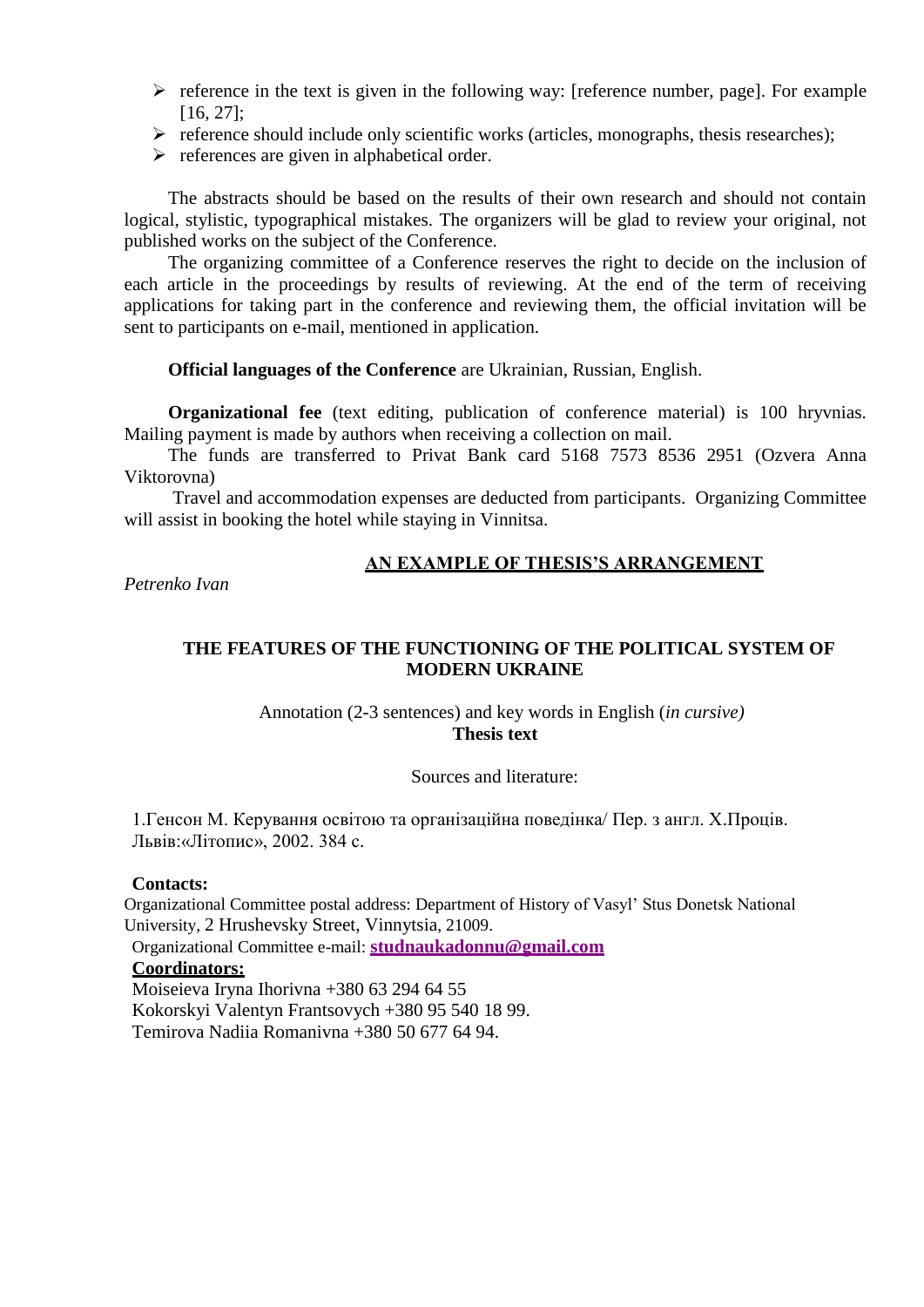- reference in the text is given in the following way: [reference number, page]. For example [16, 27];
- reference should include only scientific works (articles, monographs, thesis researches);
- references are given in alphabetical order.

The abstracts should be based on the results of their own research and should not contain logical, stylistic, typographical mistakes. The organizers will be glad to review your original, not published works on the subject of the Conference.

The organizing committee of a Conference reserves the right to decide on the inclusion of each article in the proceedings by results of reviewing. At the end of the term of receiving applications for taking part in the conference and reviewing them, the official invitation will be sent to participants on e-mail, mentioned in application.

**Official languages of the Conference** are Ukrainian, Russian, English.

**Organizational fee** (text editing, publication of conference material) is 100 hryvnias. Mailing payment is made by authors when receiving a collection on mail.

The funds are transferred to Privat Bank card 5168 7573 8536 2951 (Ozvera Anna Viktorovna)

Travel and accommodation expenses are deducted from participants. Organizing Committee will assist in booking the hotel while staying in Vinnitsa.

**AN EXAMPLE OF THESIS'S ARRANGEMENT**

*Petrenko Ivan*

**THE FEATURES OF THE FUNCTIONING OF THE POLITICAL SYSTEM OF MODERN UKRAINE**

Annotation (2-3 sentences) and key words in English (*in cursive)*

**Thesis text**

Sources and literature:

1.Генсон М. Керування освітою та організаційна поведінка/ Пер. з англ. Х.Проців. Львів:«Літопис», 2002. 384 с.

**Contacts:**

Organizational Committee postal address: Department of History of Vasyl' Stus Donetsk National University, 2 Hrushevsky Street, Vinnytsia, 21009.

Organizational Committee e-mail: **studnaukadonnu@gmail.com**

**Coordinators:**

Moiseieva Iryna Ihorivna +380 63 294 64 55

Kokorskyi Valentyn Frantsovych +380 95 540 18 99.

Temirova Nadiia Romanivna +380 50 677 64 94.